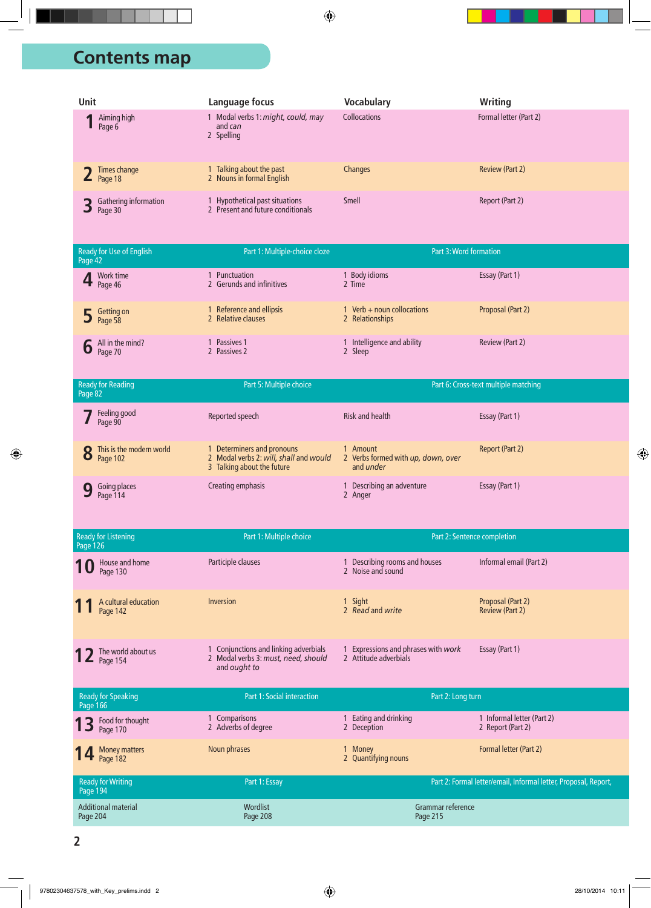# Contents map

| Unit | Language focus | Vocabulary | Writing |
|---|---|---|---|
| **1** Aiming high Page 6 | 1 Modal verbs 1: *might, could, may* and *can* 2 Spelling | Collocations | Formal letter (Part 2) |
| **2** Times change Page 18 | 1 Talking about the past 2 Nouns in formal English | Changes | Review (Part 2) |
| **3** Gathering information Page 30 | 1 Hypothetical past situations 2 Present and future conditionals | Smell | Report (Part 2) |
| Ready for Use of English Page 42 | Part 1: Multiple-choice cloze | Part 3: Word formation | |
| **4** Work time Page 46 | 1 Punctuation 2 Gerunds and infinitives | 1 Body idioms 2 Time | Essay (Part 1) |
| **5** Getting on Page 58 | 1 Reference and ellipsis 2 Relative clauses | 1 Verb + noun collocations 2 Relationships | Proposal (Part 2) |
| **6** All in the mind? Page 70 | 1 Passives 1 2 Passives 2 | 1 Intelligence and ability 2 Sleep | Review (Part 2) |
| Ready for Reading Page 82 | Part 5: Multiple choice | Part 6: Cross-text multiple matching | |
| **7** Feeling good Page 90 | Reported speech | Risk and health | Essay (Part 1) |
| **8** This is the modern world Page 102 | 1 Determiners and pronouns 2 Modal verbs 2: *will, shall* and *would* 3 Talking about the future | 1 Amount 2 Verbs formed with *up, down, over* and *under* | Report (Part 2) |
| **9** Going places Page 114 | Creating emphasis | 1 Describing an adventure 2 Anger | Essay (Part 1) |
| Ready for Listening Page 126 | Part 1: Multiple choice | Part 2: Sentence completion | |
| **10** House and home Page 130 | Participle clauses | 1 Describing rooms and houses 2 Noise and sound | Informal email (Part 2) |
| **11** A cultural education Page 142 | Inversion | 1 Sight 2 *Read* and *write* | Proposal (Part 2) Review (Part 2) |
| **12** The world about us Page 154 | 1 Conjunctions and linking adverbials 2 Modal verbs 3: *must, need, should* and *ought to* | 1 Expressions and phrases with *work* 2 Attitude adverbials | Essay (Part 1) |
| Ready for Speaking Page 166 | Part 1: Social interaction | Part 2: Long turn | |
| **13** Food for thought Page 170 | 1 Comparisons 2 Adverbs of degree | 1 Eating and drinking 2 Deception | 1 Informal letter (Part 2) 2 Report (Part 2) |
| **14** Money matters Page 182 | Noun phrases | 1 Money 2 Quantifying nouns | Formal letter (Part 2) |
| Ready for Writing Page 194 | Part 1: Essay | Part 2: Formal letter/email, Informal letter, Proposal, Report, | |
| Additional material Page 204 | Wordlist Page 208 | Grammar reference Page 215 | |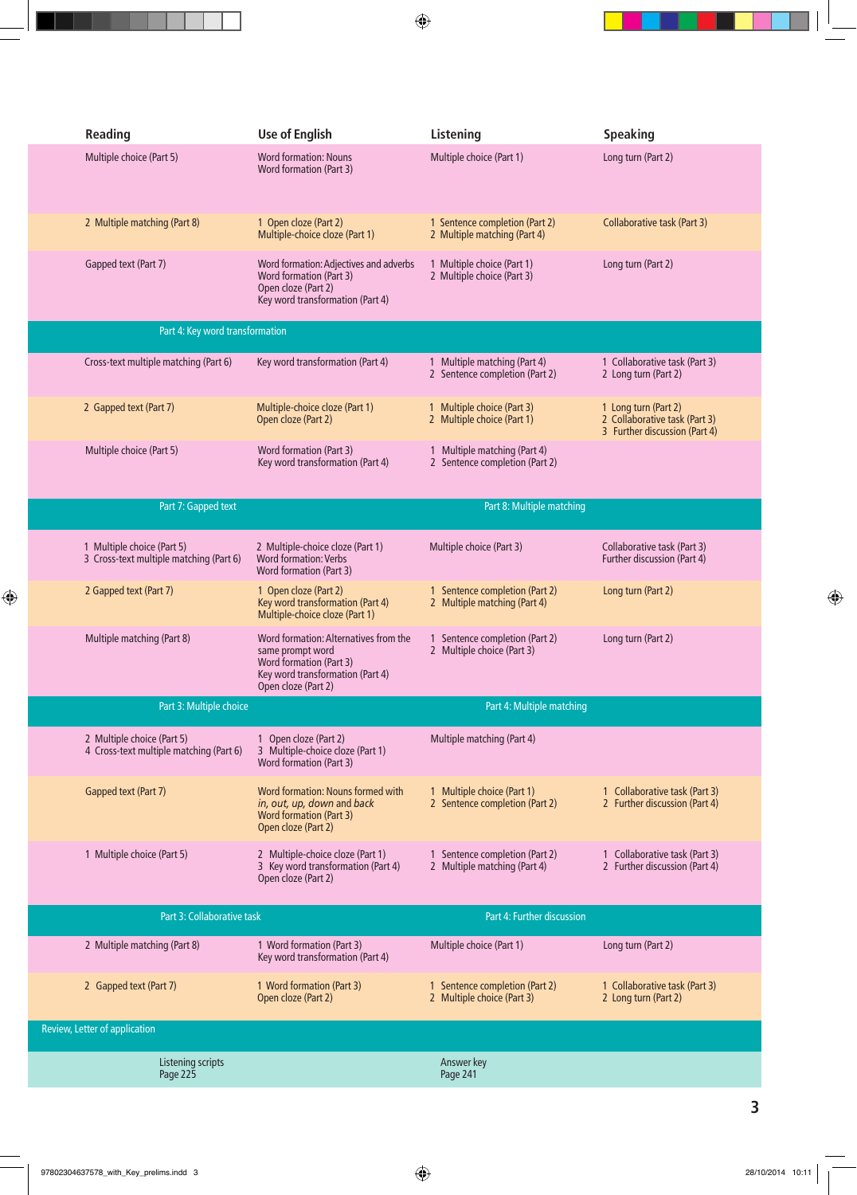| Reading | Use of English | Listening | Speaking |
|---|---|---|---|
| Multiple choice (Part 5) | Word formation: Nouns<br>Word formation (Part 3) | Multiple choice (Part 1) | Long turn (Part 2) |
| 2 Multiple matching (Part 8) | 1 Open cloze (Part 2)<br>Multiple-choice cloze (Part 1) | 1 Sentence completion (Part 2)<br>2 Multiple matching (Part 4) | Collaborative task (Part 3) |
| Gapped text (Part 7) | Word formation: Adjectives and adverbs<br>Word formation (Part 3)<br>Open cloze (Part 2)<br>Key word transformation (Part 4) | 1 Multiple choice (Part 1)<br>2 Multiple choice (Part 3) | Long turn (Part 2) |
| Part 4: Key word transformation | | | |
| Cross-text multiple matching (Part 6) | Key word transformation (Part 4) | 1 Multiple matching (Part 4)<br>2 Sentence completion (Part 2) | 1 Collaborative task (Part 3)<br>2 Long turn (Part 2) |
| 2 Gapped text (Part 7) | Multiple-choice cloze (Part 1)<br>Open cloze (Part 2) | 1 Multiple choice (Part 3)<br>2 Multiple choice (Part 1) | 1 Long turn (Part 2)<br>2 Collaborative task (Part 3)<br>3 Further discussion (Part 4) |
| Multiple choice (Part 5) | Word formation (Part 3)<br>Key word transformation (Part 4) | 1 Multiple matching (Part 4)<br>2 Sentence completion (Part 2) | |
| Part 7: Gapped text | | Part 8: Multiple matching | |
| 1 Multiple choice (Part 5)<br>3 Cross-text multiple matching (Part 6) | 2 Multiple-choice cloze (Part 1)<br>Word formation: Verbs<br>Word formation (Part 3) | Multiple choice (Part 3) | Collaborative task (Part 3)<br>Further discussion (Part 4) |
| 2 Gapped text (Part 7) | 1 Open cloze (Part 2)<br>Key word transformation (Part 4)<br>Multiple-choice cloze (Part 1) | 1 Sentence completion (Part 2)<br>2 Multiple matching (Part 4) | Long turn (Part 2) |
| Multiple matching (Part 8) | Word formation: Alternatives from the same prompt word<br>Word formation (Part 3)<br>Key word transformation (Part 4)<br>Open cloze (Part 2) | 1 Sentence completion (Part 2)<br>2 Multiple choice (Part 3) | Long turn (Part 2) |
| Part 3: Multiple choice | | Part 4: Multiple matching | |
| 2 Multiple choice (Part 5)<br>4 Cross-text multiple matching (Part 6) | 1 Open cloze (Part 2)<br>3 Multiple-choice cloze (Part 1)<br>Word formation (Part 3) | Multiple matching (Part 4) | |
| Gapped text (Part 7) | Word formation: Nouns formed with *in, out, up, down* and *back*<br>Word formation (Part 3)<br>Open cloze (Part 2) | 1 Multiple choice (Part 1)<br>2 Sentence completion (Part 2) | 1 Collaborative task (Part 3)<br>2 Further discussion (Part 4) |
| 1 Multiple choice (Part 5) | 2 Multiple-choice cloze (Part 1)<br>3 Key word transformation (Part 4)<br>Open cloze (Part 2) | 1 Sentence completion (Part 2)<br>2 Multiple matching (Part 4) | 1 Collaborative task (Part 3)<br>2 Further discussion (Part 4) |
| Part 3: Collaborative task | | Part 4: Further discussion | |
| 2 Multiple matching (Part 8) | 1 Word formation (Part 3)<br>Key word transformation (Part 4) | Multiple choice (Part 1) | Long turn (Part 2) |
| 2 Gapped text (Part 7) | 1 Word formation (Part 3)<br>Open cloze (Part 2) | 1 Sentence completion (Part 2)<br>2 Multiple choice (Part 3) | 1 Collaborative task (Part 3)<br>2 Long turn (Part 2) |
| Review, Letter of application | | | |
| Listening scripts<br>Page 225 | | Answer key<br>Page 241 | |